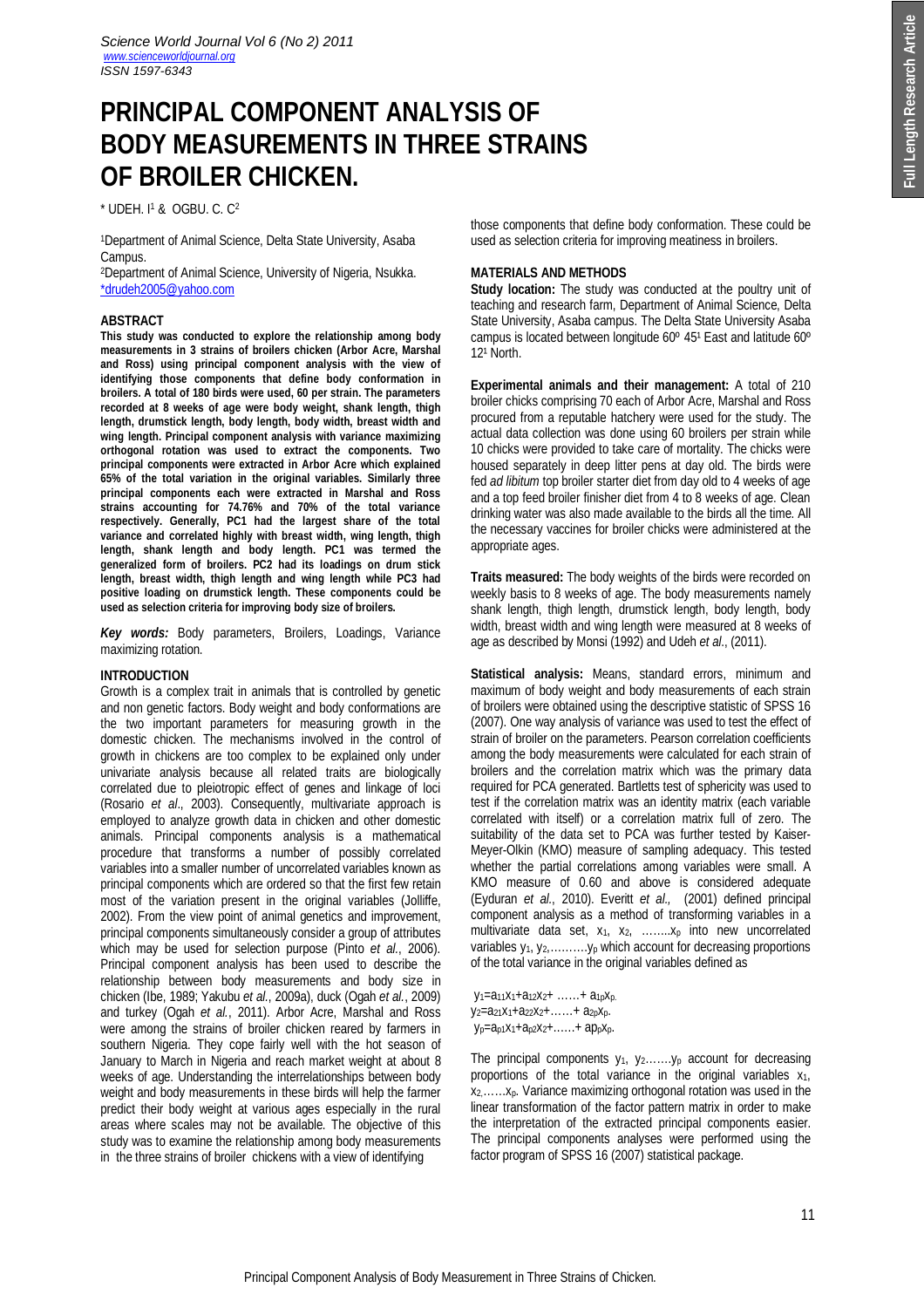# PRINCIPAL COMPONENT ANALYSIS OF BODY MEASUREMENTS IN THREE STRAINS OF BROILER CHICKEN.

\* UDEH. I[1] & OGBU. C. C[2]

[1]Department of Animal Science, Delta State University, Asaba Campus.
[2]Department of Animal Science, University of Nigeria, Nsukka.
*drudeh2005@yahoo.com

## ABSTRACT

**This study was conducted to explore the relationship among body measurements in 3 strains of broilers chicken (Arbor Acre, Marshal and Ross) using principal component analysis with the view of identifying those components that define body conformation in broilers. A total of 180 birds were used, 60 per strain. The parameters recorded at 8 weeks of age were body weight, shank length, thigh length, drumstick length, body length, body width, breast width and wing length. Principal component analysis with variance maximizing orthogonal rotation was used to extract the components. Two principal components were extracted in Arbor Acre which explained 65% of the total variation in the original variables. Similarly three principal components each were extracted in Marshal and Ross strains accounting for 74.76% and 70% of the total variance respectively. Generally, PC1 had the largest share of the total variance and correlated highly with breast width, wing length, thigh length, shank length and body length. PC1 was termed the generalized form of broilers. PC2 had its loadings on drum stick length, breast width, thigh length and wing length while PC3 had positive loading on drumstick length. These components could be used as selection criteria for improving body size of broilers.**

***Key words:*** Body parameters, Broilers, Loadings, Variance maximizing rotation.

## INTRODUCTION

Growth is a complex trait in animals that is controlled by genetic and non genetic factors. Body weight and body conformations are the two important parameters for measuring growth in the domestic chicken. The mechanisms involved in the control of growth in chickens are too complex to be explained only under univariate analysis because all related traits are biologically correlated due to pleiotropic effect of genes and linkage of loci (Rosario *et al*., 2003). Consequently, multivariate approach is employed to analyze growth data in chicken and other domestic animals. Principal components analysis is a mathematical procedure that transforms a number of possibly correlated variables into a smaller number of uncorrelated variables known as principal components which are ordered so that the first few retain most of the variation present in the original variables (Jolliffe, 2002). From the view point of animal genetics and improvement, principal components simultaneously consider a group of attributes which may be used for selection purpose (Pinto *et al.*, 2006). Principal component analysis has been used to describe the relationship between body measurements and body size in chicken (Ibe, 1989; Yakubu *et al.*, 2009a), duck (Ogah *et al.*, 2009) and turkey (Ogah *et al.*, 2011). Arbor Acre, Marshal and Ross were among the strains of broiler chicken reared by farmers in southern Nigeria. They cope fairly well with the hot season of January to March in Nigeria and reach market weight at about 8 weeks of age. Understanding the interrelationships between body weight and body measurements in these birds will help the farmer predict their body weight at various ages especially in the rural areas where scales may not be available. The objective of this study was to examine the relationship among body measurements in the three strains of broiler chickens with a view of identifying those components that define body conformation. These could be used as selection criteria for improving meatiness in broilers.

## MATERIALS AND METHODS

**Study location:** The study was conducted at the poultry unit of teaching and research farm, Department of Animal Science, Delta State University, Asaba campus. The Delta State University Asaba campus is located between longitude 60º 45¹ East and latitude 60º 12¹ North.

**Experimental animals and their management:** A total of 210 broiler chicks comprising 70 each of Arbor Acre, Marshal and Ross procured from a reputable hatchery were used for the study. The actual data collection was done using 60 broilers per strain while 10 chicks were provided to take care of mortality. The chicks were housed separately in deep litter pens at day old. The birds were fed *ad libitum* top broiler starter diet from day old to 4 weeks of age and a top feed broiler finisher diet from 4 to 8 weeks of age. Clean drinking water was also made available to the birds all the time. All the necessary vaccines for broiler chicks were administered at the appropriate ages.

**Traits measured:** The body weights of the birds were recorded on weekly basis to 8 weeks of age. The body measurements namely shank length, thigh length, drumstick length, body length, body width, breast width and wing length were measured at 8 weeks of age as described by Monsi (1992) and Udeh *et al*., (2011).

**Statistical analysis:** Means, standard errors, minimum and maximum of body weight and body measurements of each strain of broilers were obtained using the descriptive statistic of SPSS 16 (2007). One way analysis of variance was used to test the effect of strain of broiler on the parameters. Pearson correlation coefficients among the body measurements were calculated for each strain of broilers and the correlation matrix which was the primary data required for PCA generated. Bartletts test of sphericity was used to test if the correlation matrix was an identity matrix (each variable correlated with itself) or a correlation matrix full of zero. The suitability of the data set to PCA was further tested by Kaiser-Meyer-Olkin (KMO) measure of sampling adequacy. This tested whether the partial correlations among variables were small. A KMO measure of 0.60 and above is considered adequate (Eyduran *et al*., 2010). Everitt *et al.,* (2001) defined principal component analysis as a method of transforming variables in a multivariate data set, $x_1$, $x_2$, ……..$x_p$ into new uncorrelated variables $y_1$, $y_2$,……….$y_p$ which account for decreasing proportions of the total variance in the original variables defined as

$$y_1 = a_{11}x_1 + a_{12}x_2 + \ldots\ldots + a_{1p}x_p.$$
$$y_2 = a_{21}x_1 + a_{22}x_2 + \ldots\ldots + a_{2p}x_p.$$
$$y_p = a_{p1}x_1 + a_{p2}x_2 + \ldots\ldots + a_{pp}x_p.$$

The principal components $y_1$, $y_2$…….$y_p$ account for decreasing proportions of the total variance in the original variables $x_1$, $x_2$……$x_p$. Variance maximizing orthogonal rotation was used in the linear transformation of the factor pattern matrix in order to make the interpretation of the extracted principal components easier. The principal components analyses were performed using the factor program of SPSS 16 (2007) statistical package.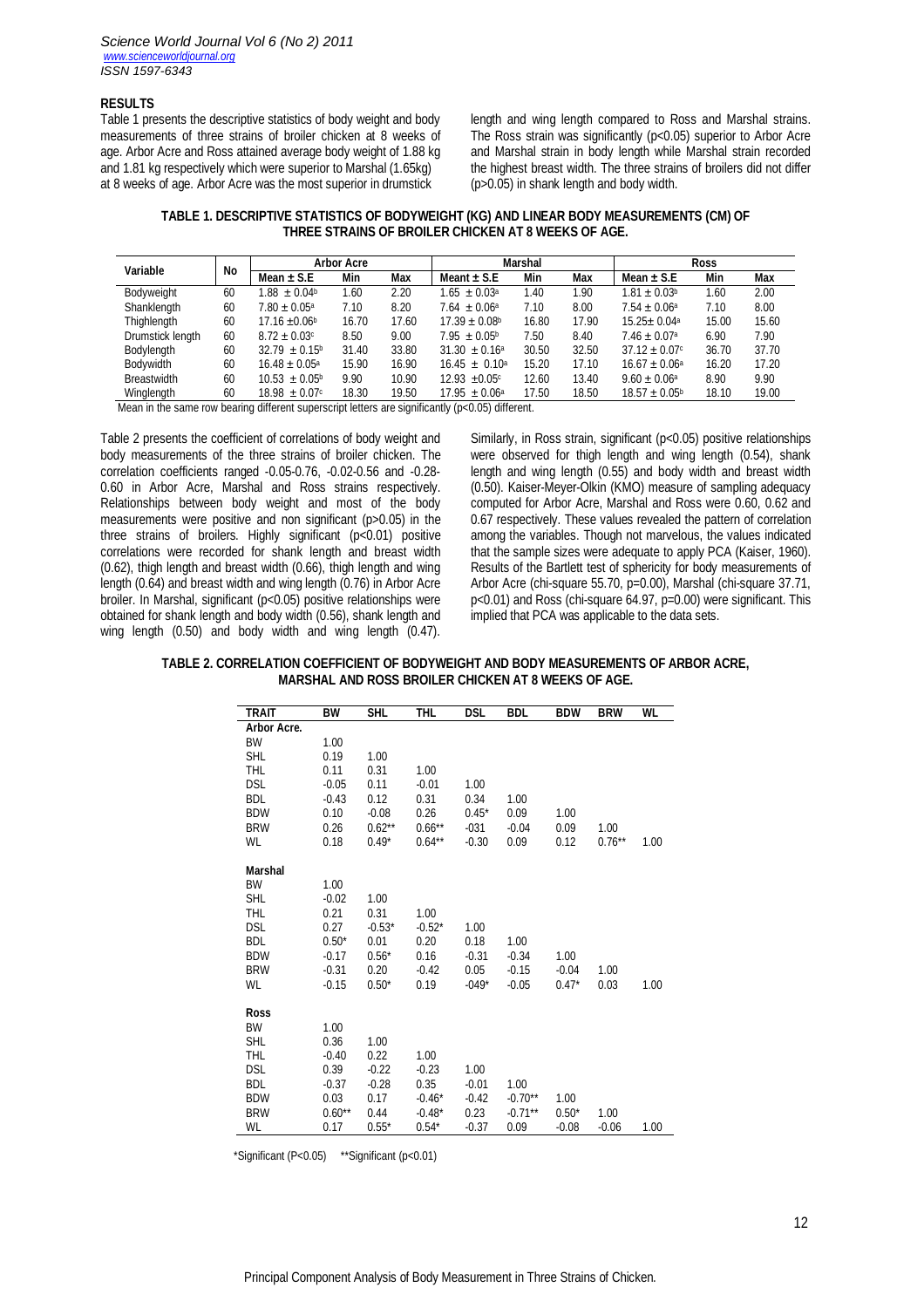## RESULTS

Table 1 presents the descriptive statistics of body weight and body measurements of three strains of broiler chicken at 8 weeks of age. Arbor Acre and Ross attained average body weight of 1.88 kg and 1.81 kg respectively which were superior to Marshal (1.65kg) at 8 weeks of age. Arbor Acre was the most superior in drumstick length and wing length compared to Ross and Marshal strains. The Ross strain was significantly (p<0.05) superior to Arbor Acre and Marshal strain in body length while Marshal strain recorded the highest breast width. The three strains of broilers did not differ (p>0.05) in shank length and body width.

**TABLE 1. DESCRIPTIVE STATISTICS OF BODYWEIGHT (KG) AND LINEAR BODY MEASUREMENTS (CM) OF THREE STRAINS OF BROILER CHICKEN AT 8 WEEKS OF AGE.**

| Variable | No | Arbor Acre | | | Marshal | | | Ross | | |
|---|---|---|---|---|---|---|---|---|---|---|
| | | Mean ± S.E | Min | Max | Meant ± S.E | Min | Max | Mean ± S.E | Min | Max |
| Bodyweight | 60 | 1.88 ± 0.04[b] | 1.60 | 2.20 | 1.65 ± 0.03[a] | 1.40 | 1.90 | 1.81 ± 0.03[b] | 1.60 | 2.00 |
| Shanklength | 60 | 7.80 ± 0.05[a] | 7.10 | 8.20 | 7.64 ± 0.06[a] | 7.10 | 8.00 | 7.54 ± 0.06[a] | 7.10 | 8.00 |
| Thighlength | 60 | 17.16 ±0.06[b] | 16.70 | 17.60 | 17.39 ± 0.08[b] | 16.80 | 17.90 | 15.25± 0.04[a] | 15.00 | 15.60 |
| Drumstick length | 60 | 8.72 ± 0.03[c] | 8.50 | 9.00 | 7.95 ± 0.05[b] | 7.50 | 8.40 | 7.46 ± 0.07[a] | 6.90 | 7.90 |
| Bodylength | 60 | 32.79 ± 0.15[b] | 31.40 | 33.80 | 31.30 ± 0.16[a] | 30.50 | 32.50 | 37.12 ± 0.07[c] | 36.70 | 37.70 |
| Bodywidth | 60 | 16.48 ± 0.05[a] | 15.90 | 16.90 | 16.45 ± 0.10[a] | 15.20 | 17.10 | 16.67 ± 0.06[a] | 16.20 | 17.20 |
| Breastwidth | 60 | 10.53 ± 0.05[b] | 9.90 | 10.90 | 12.93 ±0.05[c] | 12.60 | 13.40 | 9.60 ± 0.06[a] | 8.90 | 9.90 |
| Winglength | 60 | 18.98 ± 0.07[c] | 18.30 | 19.50 | 17.95 ± 0.06[a] | 17.50 | 18.50 | 18.57 ± 0.05[b] | 18.10 | 19.00 |

Mean in the same row bearing different superscript letters are significantly (p<0.05) different.

Table 2 presents the coefficient of correlations of body weight and body measurements of the three strains of broiler chicken. The correlation coefficients ranged -0.05-0.76, -0.02-0.56 and -0.28-0.60 in Arbor Acre, Marshal and Ross strains respectively. Relationships between body weight and most of the body measurements were positive and non significant (p>0.05) in the three strains of broilers. Highly significant (p<0.01) positive correlations were recorded for shank length and breast width (0.62), thigh length and breast width (0.66), thigh length and wing length (0.64) and breast width and wing length (0.76) in Arbor Acre broiler. In Marshal, significant (p<0.05) positive relationships were obtained for shank length and body width (0.56), shank length and wing length (0.50) and body width and wing length (0.47). Similarly, in Ross strain, significant (p<0.05) positive relationships were observed for thigh length and wing length (0.54), shank length and wing length (0.55) and body width and breast width (0.50). Kaiser-Meyer-Olkin (KMO) measure of sampling adequacy computed for Arbor Acre, Marshal and Ross were 0.60, 0.62 and 0.67 respectively. These values revealed the pattern of correlation among the variables. Though not marvelous, the values indicated that the sample sizes were adequate to apply PCA (Kaiser, 1960). Results of the Bartlett test of sphericity for body measurements of Arbor Acre (chi-square 55.70, p=0.00), Marshal (chi-square 37.71, p<0.01) and Ross (chi-square 64.97, p=0.00) were significant. This implied that PCA was applicable to the data sets.

**TABLE 2. CORRELATION COEFFICIENT OF BODYWEIGHT AND BODY MEASUREMENTS OF ARBOR ACRE, MARSHAL AND ROSS BROILER CHICKEN AT 8 WEEKS OF AGE.**

| TRAIT | BW | SHL | THL | DSL | BDL | BDW | BRW | WL |
|---|---|---|---|---|---|---|---|---|
| **Arbor Acre.** | | | | | | | | |
| BW | 1.00 | | | | | | | |
| SHL | 0.19 | 1.00 | | | | | | |
| THL | 0.11 | 0.31 | 1.00 | | | | | |
| DSL | -0.05 | 0.11 | -0.01 | 1.00 | | | | |
| BDL | -0.43 | 0.12 | 0.31 | 0.34 | 1.00 | | | |
| BDW | 0.10 | -0.08 | 0.26 | 0.45* | 0.09 | 1.00 | | |
| BRW | 0.26 | 0.62** | 0.66** | -031 | -0.04 | 0.09 | 1.00 | |
| WL | 0.18 | 0.49* | 0.64** | -0.30 | 0.09 | 0.12 | 0.76** | 1.00 |
| **Marshal** | | | | | | | | |
| BW | 1.00 | | | | | | | |
| SHL | -0.02 | 1.00 | | | | | | |
| THL | 0.21 | 0.31 | 1.00 | | | | | |
| DSL | 0.27 | -0.53* | -0.52* | 1.00 | | | | |
| BDL | 0.50* | 0.01 | 0.20 | 0.18 | 1.00 | | | |
| BDW | -0.17 | 0.56* | 0.16 | -0.31 | -0.34 | 1.00 | | |
| BRW | -0.31 | 0.20 | -0.42 | 0.05 | -0.15 | -0.04 | 1.00 | |
| WL | -0.15 | 0.50* | 0.19 | -049* | -0.05 | 0.47* | 0.03 | 1.00 |
| **Ross** | | | | | | | | |
| BW | 1.00 | | | | | | | |
| SHL | 0.36 | 1.00 | | | | | | |
| THL | -0.40 | 0.22 | 1.00 | | | | | |
| DSL | 0.39 | -0.22 | -0.23 | 1.00 | | | | |
| BDL | -0.37 | -0.28 | 0.35 | -0.01 | 1.00 | | | |
| BDW | 0.03 | 0.17 | -0.46* | -0.42 | -0.70** | 1.00 | | |
| BRW | 0.60** | 0.44 | -0.48* | 0.23 | -0.71** | 0.50* | 1.00 | |
| WL | 0.17 | 0.55* | 0.54* | -0.37 | 0.09 | -0.08 | -0.06 | 1.00 |

*Significant (P<0.05) **Significant (p<0.01)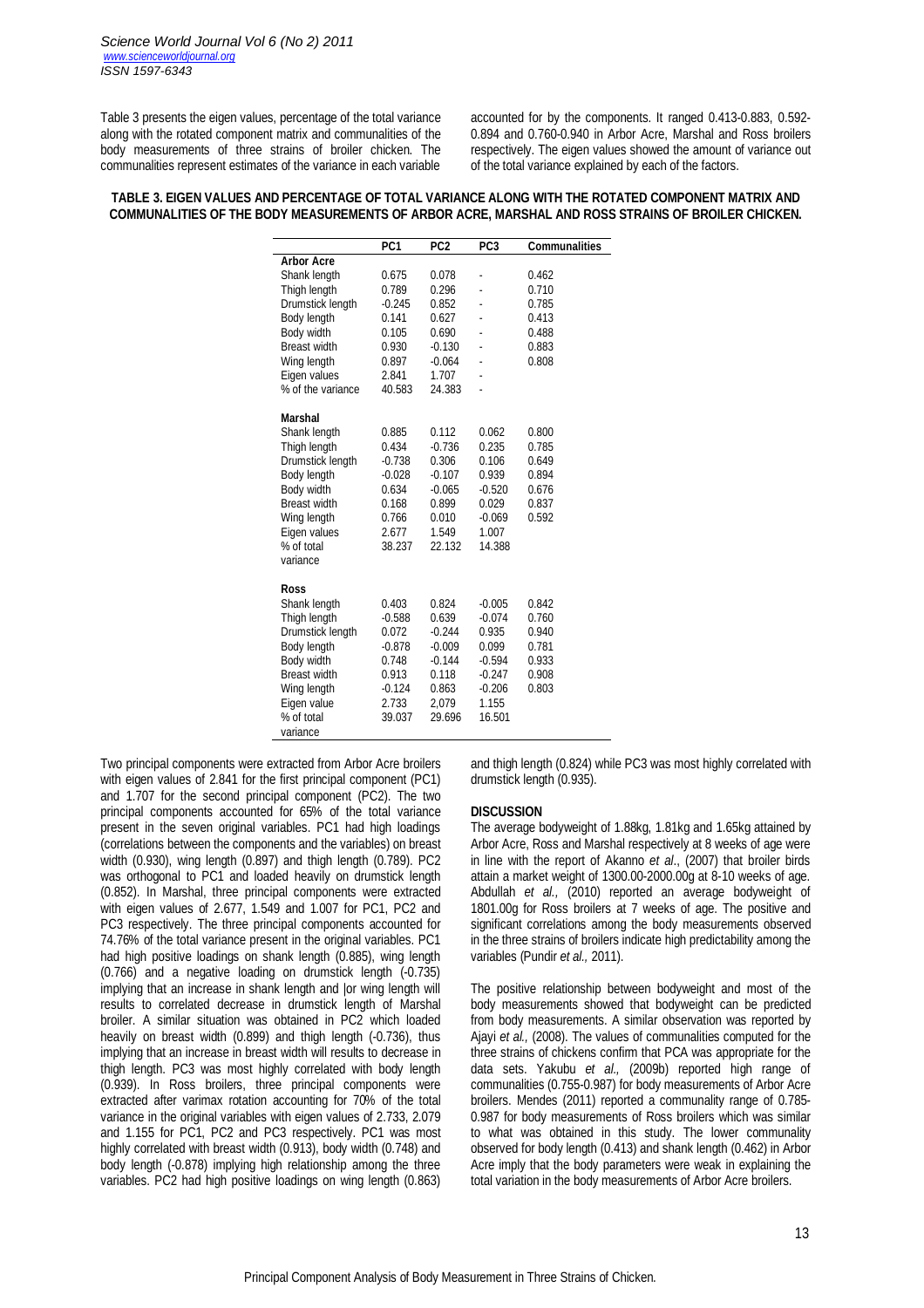Table 3 presents the eigen values, percentage of the total variance along with the rotated component matrix and communalities of the body measurements of three strains of broiler chicken. The communalities represent estimates of the variance in each variable accounted for by the components. It ranged 0.413-0.883, 0.592-0.894 and 0.760-0.940 in Arbor Acre, Marshal and Ross broilers respectively. The eigen values showed the amount of variance out of the total variance explained by each of the factors.

**TABLE 3. EIGEN VALUES AND PERCENTAGE OF TOTAL VARIANCE ALONG WITH THE ROTATED COMPONENT MATRIX AND COMMUNALITIES OF THE BODY MEASUREMENTS OF ARBOR ACRE, MARSHAL AND ROSS STRAINS OF BROILER CHICKEN.**

| | PC1 | PC2 | PC3 | Communalities |
|---|---|---|---|---|
| **Arbor Acre** | | | | |
| Shank length | 0.675 | 0.078 | - | 0.462 |
| Thigh length | 0.789 | 0.296 | - | 0.710 |
| Drumstick length | -0.245 | 0.852 | - | 0.785 |
| Body length | 0.141 | 0.627 | - | 0.413 |
| Body width | 0.105 | 0.690 | - | 0.488 |
| Breast width | 0.930 | -0.130 | - | 0.883 |
| Wing length | 0.897 | -0.064 | - | 0.808 |
| Eigen values | 2.841 | 1.707 | - | |
| % of the variance | 40.583 | 24.383 | - | |
| **Marshal** | | | | |
| Shank length | 0.885 | 0.112 | 0.062 | 0.800 |
| Thigh length | 0.434 | -0.736 | 0.235 | 0.785 |
| Drumstick length | -0.738 | 0.306 | 0.106 | 0.649 |
| Body length | -0.028 | -0.107 | 0.939 | 0.894 |
| Body width | 0.634 | -0.065 | -0.520 | 0.676 |
| Breast width | 0.168 | 0.899 | 0.029 | 0.837 |
| Wing length | 0.766 | 0.010 | -0.069 | 0.592 |
| Eigen values | 2.677 | 1.549 | 1.007 | |
| % of total variance | 38.237 | 22.132 | 14.388 | |
| **Ross** | | | | |
| Shank length | 0.403 | 0.824 | -0.005 | 0.842 |
| Thigh length | -0.588 | 0.639 | -0.074 | 0.760 |
| Drumstick length | 0.072 | -0.244 | 0.935 | 0.940 |
| Body length | -0.878 | -0.009 | 0.099 | 0.781 |
| Body width | 0.748 | -0.144 | -0.594 | 0.933 |
| Breast width | 0.913 | 0.118 | -0.247 | 0.908 |
| Wing length | -0.124 | 0.863 | -0.206 | 0.803 |
| Eigen value | 2.733 | 2,079 | 1.155 | |
| % of total variance | 39.037 | 29.696 | 16.501 | |

Two principal components were extracted from Arbor Acre broilers with eigen values of 2.841 for the first principal component (PC1) and 1.707 for the second principal component (PC2). The two principal components accounted for 65% of the total variance present in the seven original variables. PC1 had high loadings (correlations between the components and the variables) on breast width (0.930), wing length (0.897) and thigh length (0.789). PC2 was orthogonal to PC1 and loaded heavily on drumstick length (0.852). In Marshal, three principal components were extracted with eigen values of 2.677, 1.549 and 1.007 for PC1, PC2 and PC3 respectively. The three principal components accounted for 74.76% of the total variance present in the original variables. PC1 had high positive loadings on shank length (0.885), wing length (0.766) and a negative loading on drumstick length (-0.735) implying that an increase in shank length and |or wing length will results to correlated decrease in drumstick length of Marshal broiler. A similar situation was obtained in PC2 which loaded heavily on breast width (0.899) and thigh length (-0.736), thus implying that an increase in breast width will results to decrease in thigh length. PC3 was most highly correlated with body length (0.939). In Ross broilers, three principal components were extracted after varimax rotation accounting for 70% of the total variance in the original variables with eigen values of 2.733, 2.079 and 1.155 for PC1, PC2 and PC3 respectively. PC1 was most highly correlated with breast width (0.913), body width (0.748) and body length (-0.878) implying high relationship among the three variables. PC2 had high positive loadings on wing length (0.863) and thigh length (0.824) while PC3 was most highly correlated with drumstick length (0.935).

## DISCUSSION

The average bodyweight of 1.88kg, 1.81kg and 1.65kg attained by Arbor Acre, Ross and Marshal respectively at 8 weeks of age were in line with the report of Akanno *et al*., (2007) that broiler birds attain a market weight of 1300.00-2000.00g at 8-10 weeks of age. Abdullah *et al.,* (2010) reported an average bodyweight of 1801.00g for Ross broilers at 7 weeks of age. The positive and significant correlations among the body measurements observed in the three strains of broilers indicate high predictability among the variables (Pundir *et al.,* 2011).

The positive relationship between bodyweight and most of the body measurements showed that bodyweight can be predicted from body measurements. A similar observation was reported by Ajayi *et al.,* (2008). The values of communalities computed for the three strains of chickens confirm that PCA was appropriate for the data sets. Yakubu *et al.,* (2009b) reported high range of communalities (0.755-0.987) for body measurements of Arbor Acre broilers. Mendes (2011) reported a communality range of 0.785-0.987 for body measurements of Ross broilers which was similar to what was obtained in this study. The lower communality observed for body length (0.413) and shank length (0.462) in Arbor Acre imply that the body parameters were weak in explaining the total variation in the body measurements of Arbor Acre broilers.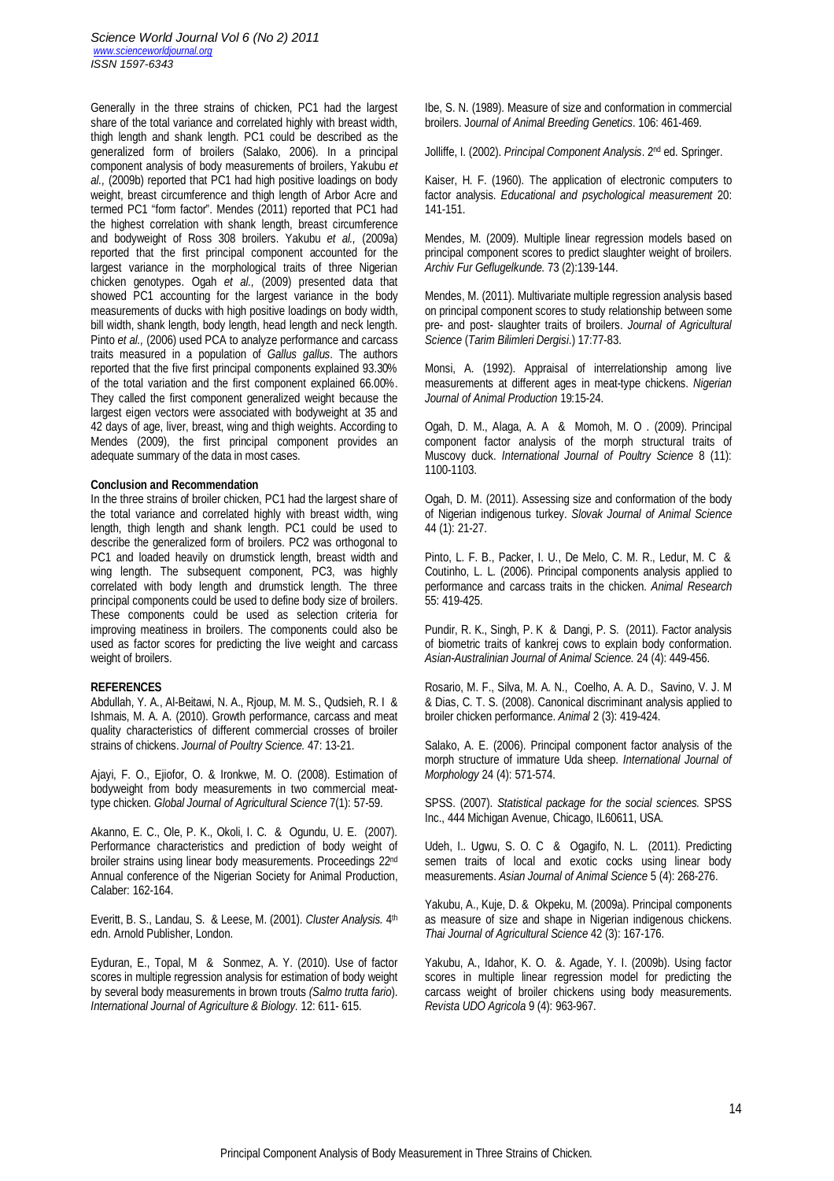Generally in the three strains of chicken, PC1 had the largest share of the total variance and correlated highly with breast width, thigh length and shank length. PC1 could be described as the generalized form of broilers (Salako, 2006). In a principal component analysis of body measurements of broilers, Yakubu *et al.,* (2009b) reported that PC1 had high positive loadings on body weight, breast circumference and thigh length of Arbor Acre and termed PC1 "form factor". Mendes (2011) reported that PC1 had the highest correlation with shank length, breast circumference and bodyweight of Ross 308 broilers. Yakubu *et al.,* (2009a) reported that the first principal component accounted for the largest variance in the morphological traits of three Nigerian chicken genotypes. Ogah *et al.,* (2009) presented data that showed PC1 accounting for the largest variance in the body measurements of ducks with high positive loadings on body width, bill width, shank length, body length, head length and neck length. Pinto *et al.,* (2006) used PCA to analyze performance and carcass traits measured in a population of *Gallus gallus*. The authors reported that the five first principal components explained 93.30% of the total variation and the first component explained 66.00%. They called the first component generalized weight because the largest eigen vectors were associated with bodyweight at 35 and 42 days of age, liver, breast, wing and thigh weights. According to Mendes (2009), the first principal component provides an adequate summary of the data in most cases.

**Conclusion and Recommendation**

In the three strains of broiler chicken, PC1 had the largest share of the total variance and correlated highly with breast width, wing length, thigh length and shank length. PC1 could be used to describe the generalized form of broilers. PC2 was orthogonal to PC1 and loaded heavily on drumstick length, breast width and wing length. The subsequent component, PC3, was highly correlated with body length and drumstick length. The three principal components could be used to define body size of broilers. These components could be used as selection criteria for improving meatiness in broilers. The components could also be used as factor scores for predicting the live weight and carcass weight of broilers.

**REFERENCES**

Abdullah, Y. A., Al-Beitawi, N. A., Rjoup, M. M. S., Qudsieh, R. I & Ishmais, M. A. A. (2010). Growth performance, carcass and meat quality characteristics of different commercial crosses of broiler strains of chickens. *Journal of Poultry Science.* 47: 13-21.

Ajayi, F. O., Ejiofor, O. & Ironkwe, M. O. (2008). Estimation of bodyweight from body measurements in two commercial meat-type chicken. *Global Journal of Agricultural Science* 7(1): 57-59.

Akanno, E. C., Ole, P. K., Okoli, I. C. & Ogundu, U. E. (2007). Performance characteristics and prediction of body weight of broiler strains using linear body measurements. Proceedings 22nd Annual conference of the Nigerian Society for Animal Production, Calaber: 162-164.

Everitt, B. S., Landau, S. & Leese, M. (2001). *Cluster Analysis.* 4th edn. Arnold Publisher, London.

Eyduran, E., Topal, M & Sonmez, A. Y. (2010). Use of factor scores in multiple regression analysis for estimation of body weight by several body measurements in brown trouts *(Salmo trutta fario*). *International Journal of Agriculture & Biology*. 12: 611- 615.

Ibe, S. N. (1989). Measure of size and conformation in commercial broilers. J*ournal of Animal Breeding Genetics*. 106: 461-469.

Jolliffe, I. (2002). *Principal Component Analysis*. 2nd ed. Springer.

Kaiser, H. F. (1960). The application of electronic computers to factor analysis. *Educational and psychological measurement* 20: 141-151.

Mendes, M. (2009). Multiple linear regression models based on principal component scores to predict slaughter weight of broilers. *Archiv Fur Geflugelkunde.* 73 (2):139-144.

Mendes, M. (2011). Multivariate multiple regression analysis based on principal component scores to study relationship between some pre- and post- slaughter traits of broilers. *Journal of Agricultural Science* (*Tarim Bilimleri Dergisi*.) 17:77-83.

Monsi, A. (1992). Appraisal of interrelationship among live measurements at different ages in meat-type chickens. *Nigerian Journal of Animal Production* 19:15-24.

Ogah, D. M., Alaga, A. A & Momoh, M. O . (2009). Principal component factor analysis of the morph structural traits of Muscovy duck. *International Journal of Poultry Science* 8 (11): 1100-1103.

Ogah, D. M. (2011). Assessing size and conformation of the body of Nigerian indigenous turkey. *Slovak Journal of Animal Science* 44 (1): 21-27.

Pinto, L. F. B., Packer, I. U., De Melo, C. M. R., Ledur, M. C & Coutinho, L. L. (2006). Principal components analysis applied to performance and carcass traits in the chicken. *Animal Research* 55: 419-425.

Pundir, R. K., Singh, P. K & Dangi, P. S. (2011). Factor analysis of biometric traits of kankrej cows to explain body conformation. *Asian-Australinian Journal of Animal Science.* 24 (4): 449-456.

Rosario, M. F., Silva, M. A. N., Coelho, A. A. D., Savino, V. J. M & Dias, C. T. S. (2008). Canonical discriminant analysis applied to broiler chicken performance. *Animal* 2 (3): 419-424.

Salako, A. E. (2006). Principal component factor analysis of the morph structure of immature Uda sheep. *International Journal of Morphology* 24 (4): 571-574.

SPSS. (2007). *Statistical package for the social sciences.* SPSS Inc., 444 Michigan Avenue, Chicago, IL60611, USA.

Udeh, I.. Ugwu, S. O. C & Ogagifo, N. L. (2011). Predicting semen traits of local and exotic cocks using linear body measurements. *Asian Journal of Animal Science* 5 (4): 268-276.

Yakubu, A., Kuje, D. & Okpeku, M. (2009a). Principal components as measure of size and shape in Nigerian indigenous chickens. *Thai Journal of Agricultural Science* 42 (3): 167-176.

Yakubu, A., Idahor, K. O. &. Agade, Y. I. (2009b). Using factor scores in multiple linear regression model for predicting the carcass weight of broiler chickens using body measurements. *Revista UDO Agricola* 9 (4): 963-967.